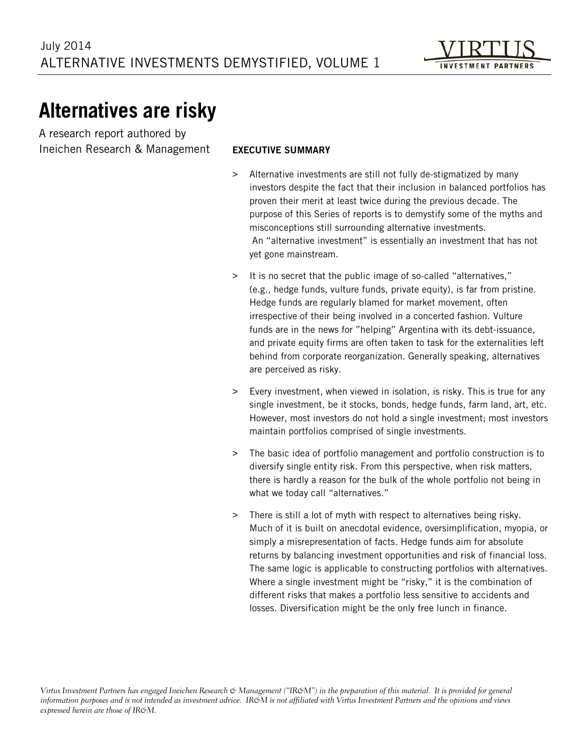July 2014
ALTERNATIVE INVESTMENTS DEMYSTIFIED, VOLUME 1

# Alternatives are risky

A research report authored by
Ineichen Research & Management

**EXECUTIVE SUMMARY**

> Alternative investments are still not fully de-stigmatized by many investors despite the fact that their inclusion in balanced portfolios has proven their merit at least twice during the previous decade. The purpose of this Series of reports is to demystify some of the myths and misconceptions still surrounding alternative investments. An "alternative investment" is essentially an investment that has not yet gone mainstream.

> It is no secret that the public image of so-called "alternatives," (e.g., hedge funds, vulture funds, private equity), is far from pristine. Hedge funds are regularly blamed for market movement, often irrespective of their being involved in a concerted fashion. Vulture funds are in the news for "helping" Argentina with its debt-issuance, and private equity firms are often taken to task for the externalities left behind from corporate reorganization. Generally speaking, alternatives are perceived as risky.

> Every investment, when viewed in isolation, is risky. This is true for any single investment, be it stocks, bonds, hedge funds, farm land, art, etc. However, most investors do not hold a single investment; most investors maintain portfolios comprised of single investments.

> The basic idea of portfolio management and portfolio construction is to diversify single entity risk. From this perspective, when risk matters, there is hardly a reason for the bulk of the whole portfolio not being in what we today call "alternatives."

> There is still a lot of myth with respect to alternatives being risky. Much of it is built on anecdotal evidence, oversimplification, myopia, or simply a misrepresentation of facts. Hedge funds aim for absolute returns by balancing investment opportunities and risk of financial loss. The same logic is applicable to constructing portfolios with alternatives. Where a single investment might be "risky," it is the combination of different risks that makes a portfolio less sensitive to accidents and losses. Diversification might be the only free lunch in finance.

*Virtus Investment Partners has engaged Ineichen Research & Management ("IR&M") in the preparation of this material. It is provided for general information purposes and is not intended as investment advice. IR&M is not affiliated with Virtus Investment Partners and the opinions and views expressed herein are those of IR&M.*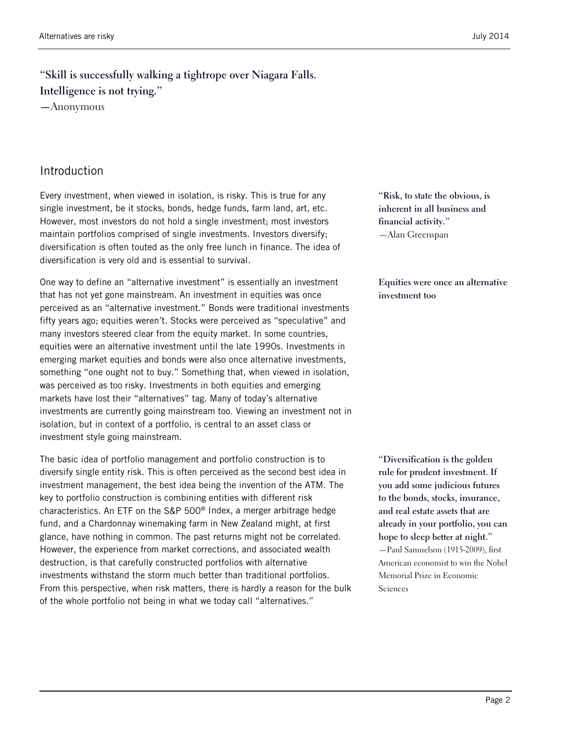**"Skill is successfully walking a tightrope over Niagara Falls. Intelligence is not trying."**
—Anonymous

## Introduction

Every investment, when viewed in isolation, is risky. This is true for any single investment, be it stocks, bonds, hedge funds, farm land, art, etc. However, most investors do not hold a single investment; most investors maintain portfolios comprised of single investments. Investors diversify; diversification is often touted as the only free lunch in finance. The idea of diversification is very old and is essential to survival.

**"Risk, to state the obvious, is inherent in all business and financial activity."**
—Alan Greenspan

One way to define an "alternative investment" is essentially an investment that has not yet gone mainstream. An investment in equities was once perceived as an "alternative investment." Bonds were traditional investments fifty years ago; equities weren't. Stocks were perceived as "speculative" and many investors steered clear from the equity market. In some countries, equities were an alternative investment until the late 1990s. Investments in emerging market equities and bonds were also once alternative investments, something "one ought not to buy." Something that, when viewed in isolation, was perceived as too risky. Investments in both equities and emerging markets have lost their "alternatives" tag. Many of today's alternative investments are currently going mainstream too. Viewing an investment not in isolation, but in context of a portfolio, is central to an asset class or investment style going mainstream.

**Equities were once an alternative investment too**

The basic idea of portfolio management and portfolio construction is to diversify single entity risk. This is often perceived as the second best idea in investment management, the best idea being the invention of the ATM. The key to portfolio construction is combining entities with different risk characteristics. An ETF on the S&P 500® Index, a merger arbitrage hedge fund, and a Chardonnay winemaking farm in New Zealand might, at first glance, have nothing in common. The past returns might not be correlated. However, the experience from market corrections, and associated wealth destruction, is that carefully constructed portfolios with alternative investments withstand the storm much better than traditional portfolios. From this perspective, when risk matters, there is hardly a reason for the bulk of the whole portfolio not being in what we today call "alternatives."

**"Diversification is the golden rule for prudent investment. If you add some judicious futures to the bonds, stocks, insurance, and real estate assets that are already in your portfolio, you can hope to sleep better at night."**
—Paul Samuelson (1915-2009), first American economist to win the Nobel Memorial Prize in Economic Sciences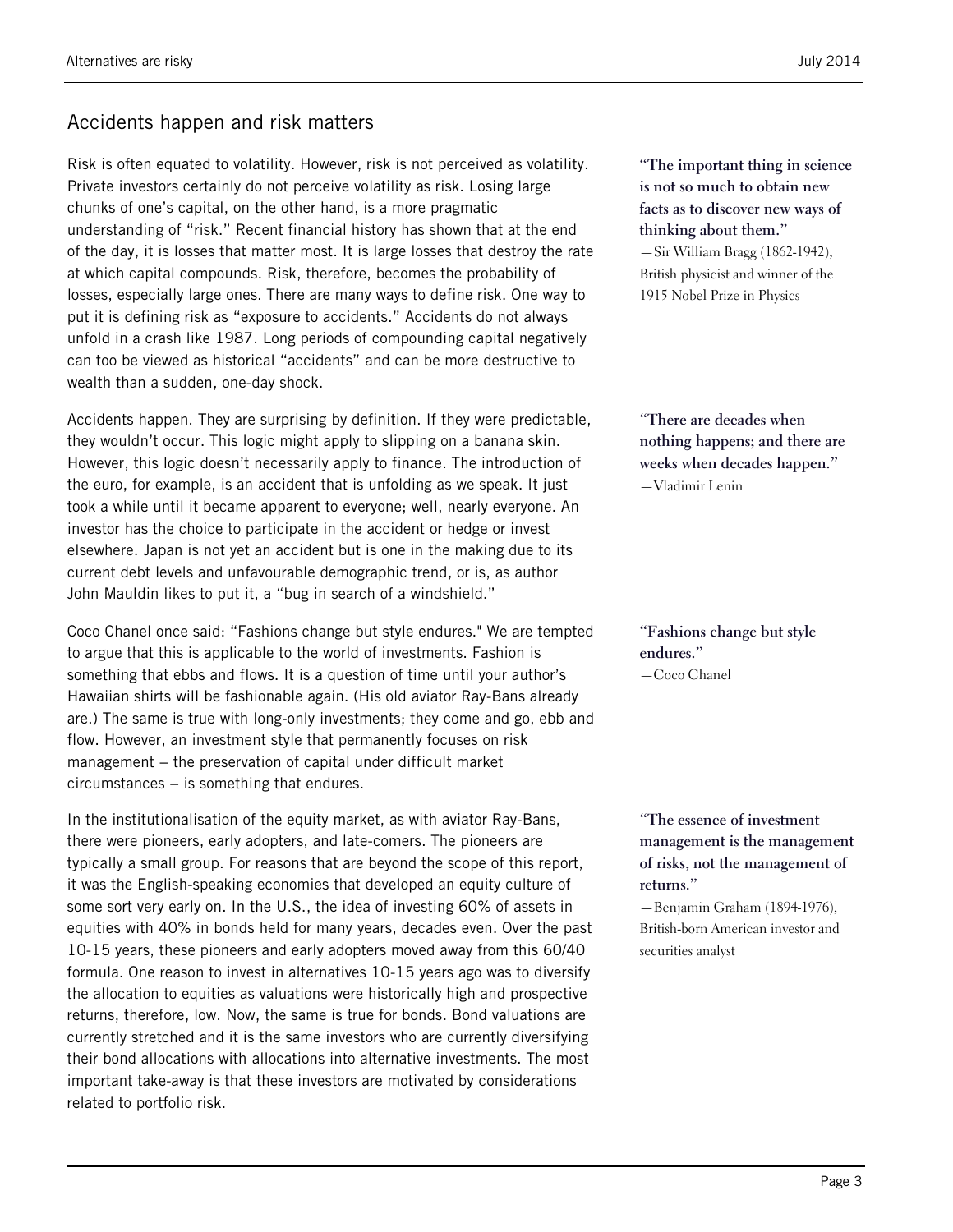## Accidents happen and risk matters

Risk is often equated to volatility. However, risk is not perceived as volatility. Private investors certainly do not perceive volatility as risk. Losing large chunks of one's capital, on the other hand, is a more pragmatic understanding of "risk." Recent financial history has shown that at the end of the day, it is losses that matter most. It is large losses that destroy the rate at which capital compounds. Risk, therefore, becomes the probability of losses, especially large ones. There are many ways to define risk. One way to put it is defining risk as "exposure to accidents." Accidents do not always unfold in a crash like 1987. Long periods of compounding capital negatively can too be viewed as historical "accidents" and can be more destructive to wealth than a sudden, one-day shock.

**"The important thing in science is not so much to obtain new facts as to discover new ways of thinking about them."**
—Sir William Bragg (1862-1942), British physicist and winner of the 1915 Nobel Prize in Physics

Accidents happen. They are surprising by definition. If they were predictable, they wouldn't occur. This logic might apply to slipping on a banana skin. However, this logic doesn't necessarily apply to finance. The introduction of the euro, for example, is an accident that is unfolding as we speak. It just took a while until it became apparent to everyone; well, nearly everyone. An investor has the choice to participate in the accident or hedge or invest elsewhere. Japan is not yet an accident but is one in the making due to its current debt levels and unfavourable demographic trend, or is, as author John Mauldin likes to put it, a "bug in search of a windshield."

**"There are decades when nothing happens; and there are weeks when decades happen."**
—Vladimir Lenin

Coco Chanel once said: "Fashions change but style endures." We are tempted to argue that this is applicable to the world of investments. Fashion is something that ebbs and flows. It is a question of time until your author's Hawaiian shirts will be fashionable again. (His old aviator Ray-Bans already are.) The same is true with long-only investments; they come and go, ebb and flow. However, an investment style that permanently focuses on risk management – the preservation of capital under difficult market circumstances – is something that endures.

**"Fashions change but style endures."**
—Coco Chanel

In the institutionalisation of the equity market, as with aviator Ray-Bans, there were pioneers, early adopters, and late-comers. The pioneers are typically a small group. For reasons that are beyond the scope of this report, it was the English-speaking economies that developed an equity culture of some sort very early on. In the U.S., the idea of investing 60% of assets in equities with 40% in bonds held for many years, decades even. Over the past 10-15 years, these pioneers and early adopters moved away from this 60/40 formula. One reason to invest in alternatives 10-15 years ago was to diversify the allocation to equities as valuations were historically high and prospective returns, therefore, low. Now, the same is true for bonds. Bond valuations are currently stretched and it is the same investors who are currently diversifying their bond allocations with allocations into alternative investments. The most important take-away is that these investors are motivated by considerations related to portfolio risk.

**"The essence of investment management is the management of risks, not the management of returns."**
—Benjamin Graham (1894-1976), British-born American investor and securities analyst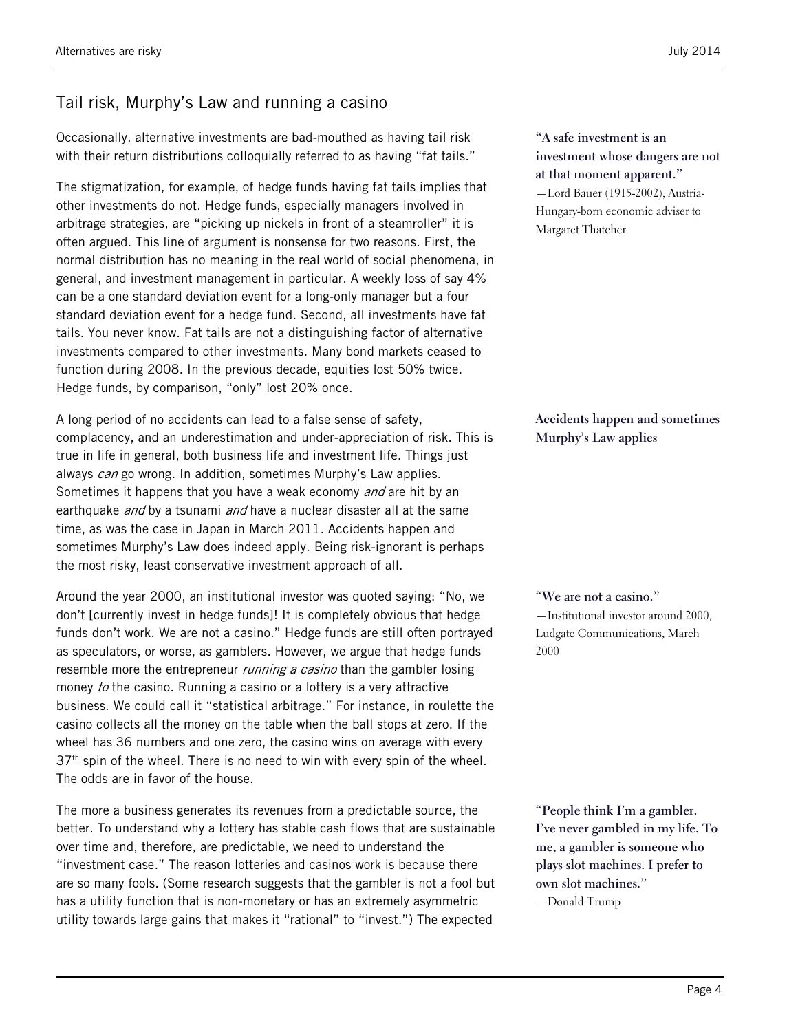## Tail risk, Murphy's Law and running a casino

Occasionally, alternative investments are bad-mouthed as having tail risk with their return distributions colloquially referred to as having "fat tails."

> **"A safe investment is an investment whose dangers are not at that moment apparent."**
> —Lord Bauer (1915-2002), Austria-Hungary-born economic adviser to Margaret Thatcher

The stigmatization, for example, of hedge funds having fat tails implies that other investments do not. Hedge funds, especially managers involved in arbitrage strategies, are "picking up nickels in front of a steamroller" it is often argued. This line of argument is nonsense for two reasons. First, the normal distribution has no meaning in the real world of social phenomena, in general, and investment management in particular. A weekly loss of say 4% can be a one standard deviation event for a long-only manager but a four standard deviation event for a hedge fund. Second, all investments have fat tails. You never know. Fat tails are not a distinguishing factor of alternative investments compared to other investments. Many bond markets ceased to function during 2008. In the previous decade, equities lost 50% twice. Hedge funds, by comparison, "only" lost 20% once.

> **Accidents happen and sometimes Murphy's Law applies**

A long period of no accidents can lead to a false sense of safety, complacency, and an underestimation and under-appreciation of risk. This is true in life in general, both business life and investment life. Things just always *can* go wrong. In addition, sometimes Murphy's Law applies. Sometimes it happens that you have a weak economy *and* are hit by an earthquake *and* by a tsunami *and* have a nuclear disaster all at the same time, as was the case in Japan in March 2011. Accidents happen and sometimes Murphy's Law does indeed apply. Being risk-ignorant is perhaps the most risky, least conservative investment approach of all.

> **"We are not a casino."**
> —Institutional investor around 2000, Ludgate Communications, March 2000

Around the year 2000, an institutional investor was quoted saying: "No, we don't [currently invest in hedge funds]! It is completely obvious that hedge funds don't work. We are not a casino." Hedge funds are still often portrayed as speculators, or worse, as gamblers. However, we argue that hedge funds resemble more the entrepreneur *running a casino* than the gambler losing money *to* the casino. Running a casino or a lottery is a very attractive business. We could call it "statistical arbitrage." For instance, in roulette the casino collects all the money on the table when the ball stops at zero. If the wheel has 36 numbers and one zero, the casino wins on average with every 37th spin of the wheel. There is no need to win with every spin of the wheel. The odds are in favor of the house.

> **"People think I'm a gambler. I've never gambled in my life. To me, a gambler is someone who plays slot machines. I prefer to own slot machines."**
> —Donald Trump

The more a business generates its revenues from a predictable source, the better. To understand why a lottery has stable cash flows that are sustainable over time and, therefore, are predictable, we need to understand the "investment case." The reason lotteries and casinos work is because there are so many fools. (Some research suggests that the gambler is not a fool but has a utility function that is non-monetary or has an extremely asymmetric utility towards large gains that makes it "rational" to "invest.") The expected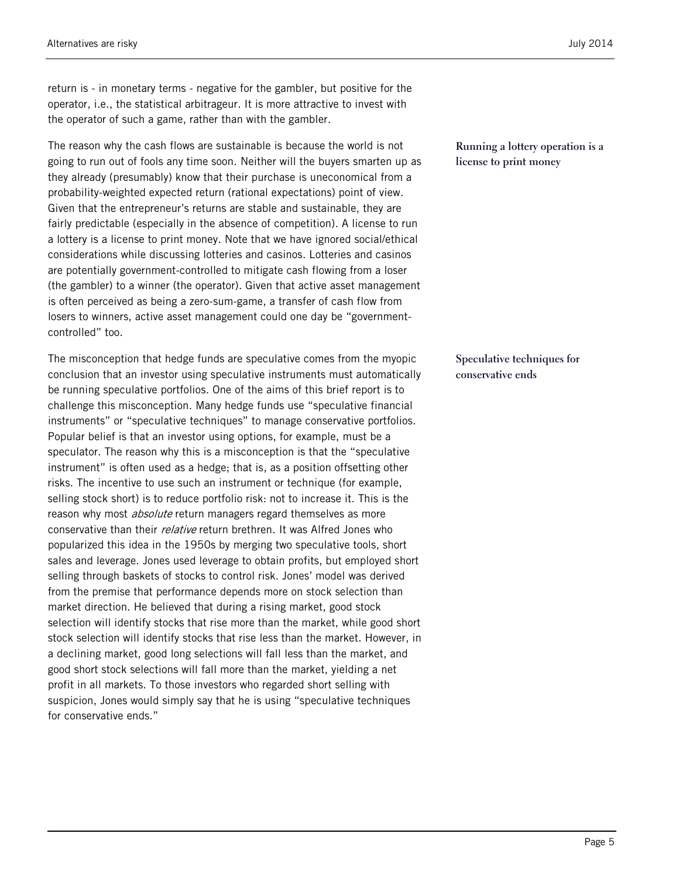return is - in monetary terms - negative for the gambler, but positive for the operator, i.e., the statistical arbitrageur. It is more attractive to invest with the operator of such a game, rather than with the gambler.

**Running a lottery operation is a license to print money**

The reason why the cash flows are sustainable is because the world is not going to run out of fools any time soon. Neither will the buyers smarten up as they already (presumably) know that their purchase is uneconomical from a probability-weighted expected return (rational expectations) point of view. Given that the entrepreneur's returns are stable and sustainable, they are fairly predictable (especially in the absence of competition). A license to run a lottery is a license to print money. Note that we have ignored social/ethical considerations while discussing lotteries and casinos. Lotteries and casinos are potentially government-controlled to mitigate cash flowing from a loser (the gambler) to a winner (the operator). Given that active asset management is often perceived as being a zero-sum-game, a transfer of cash flow from losers to winners, active asset management could one day be "government-controlled" too.

**Speculative techniques for conservative ends**

The misconception that hedge funds are speculative comes from the myopic conclusion that an investor using speculative instruments must automatically be running speculative portfolios. One of the aims of this brief report is to challenge this misconception. Many hedge funds use "speculative financial instruments" or "speculative techniques" to manage conservative portfolios. Popular belief is that an investor using options, for example, must be a speculator. The reason why this is a misconception is that the "speculative instrument" is often used as a hedge; that is, as a position offsetting other risks. The incentive to use such an instrument or technique (for example, selling stock short) is to reduce portfolio risk: not to increase it. This is the reason why most *absolute* return managers regard themselves as more conservative than their *relative* return brethren. It was Alfred Jones who popularized this idea in the 1950s by merging two speculative tools, short sales and leverage. Jones used leverage to obtain profits, but employed short selling through baskets of stocks to control risk. Jones' model was derived from the premise that performance depends more on stock selection than market direction. He believed that during a rising market, good stock selection will identify stocks that rise more than the market, while good short stock selection will identify stocks that rise less than the market. However, in a declining market, good long selections will fall less than the market, and good short stock selections will fall more than the market, yielding a net profit in all markets. To those investors who regarded short selling with suspicion, Jones would simply say that he is using "speculative techniques for conservative ends."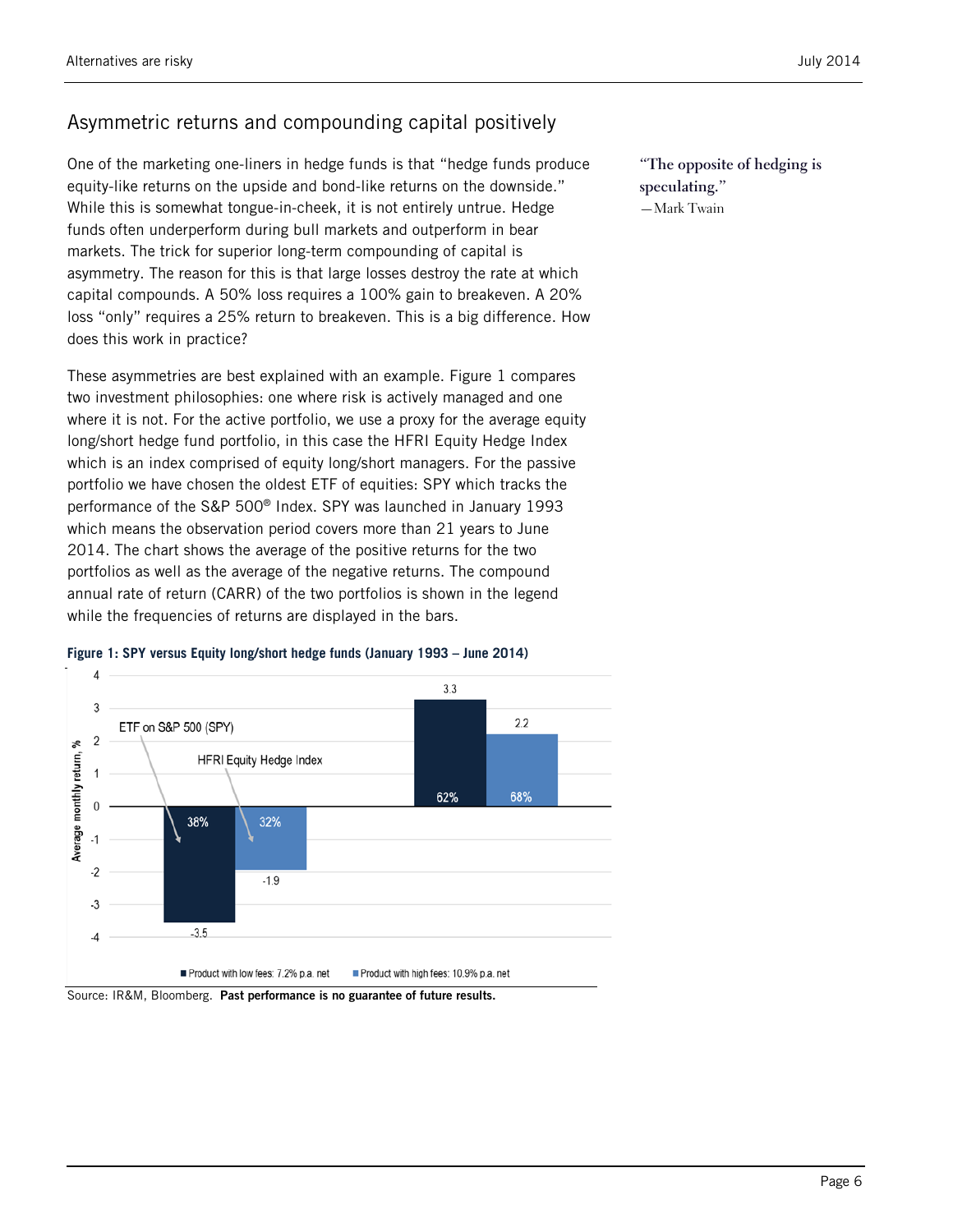## Asymmetric returns and compounding capital positively

One of the marketing one-liners in hedge funds is that “hedge funds produce equity-like returns on the upside and bond-like returns on the downside.” While this is somewhat tongue-in-cheek, it is not entirely untrue. Hedge funds often underperform during bull markets and outperform in bear markets. The trick for superior long-term compounding of capital is asymmetry. The reason for this is that large losses destroy the rate at which capital compounds. A 50% loss requires a 100% gain to breakeven. A 20% loss “only” requires a 25% return to breakeven. This is a big difference. How does this work in practice?

> “The opposite of hedging is speculating.”
> —Mark Twain

These asymmetries are best explained with an example. Figure 1 compares two investment philosophies: one where risk is actively managed and one where it is not. For the active portfolio, we use a proxy for the average equity long/short hedge fund portfolio, in this case the HFRI Equity Hedge Index which is an index comprised of equity long/short managers. For the passive portfolio we have chosen the oldest ETF of equities: SPY which tracks the performance of the S&P 500® Index. SPY was launched in January 1993 which means the observation period covers more than 21 years to June 2014. The chart shows the average of the positive returns for the two portfolios as well as the average of the negative returns. The compound annual rate of return (CARR) of the two portfolios is shown in the legend while the frequencies of returns are displayed in the bars.

**Figure 1: SPY versus Equity long/short hedge funds (January 1993 – June 2014)**

| Average monthly return, % | ETF on S&P 500 (SPY) | HFRI Equity Hedge Index |
|---|---|---|
| Negative returns (average) | -3.5 (38%) | -1.9 (32%) |
| Positive returns (average) | 3.3 (62%) | 2.2 (68%) |

■ Product with low fees: 7.2% p.a. net ■ Product with high fees: 10.9% p.a. net

Source: IR&M, Bloomberg. **Past performance is no guarantee of future results.**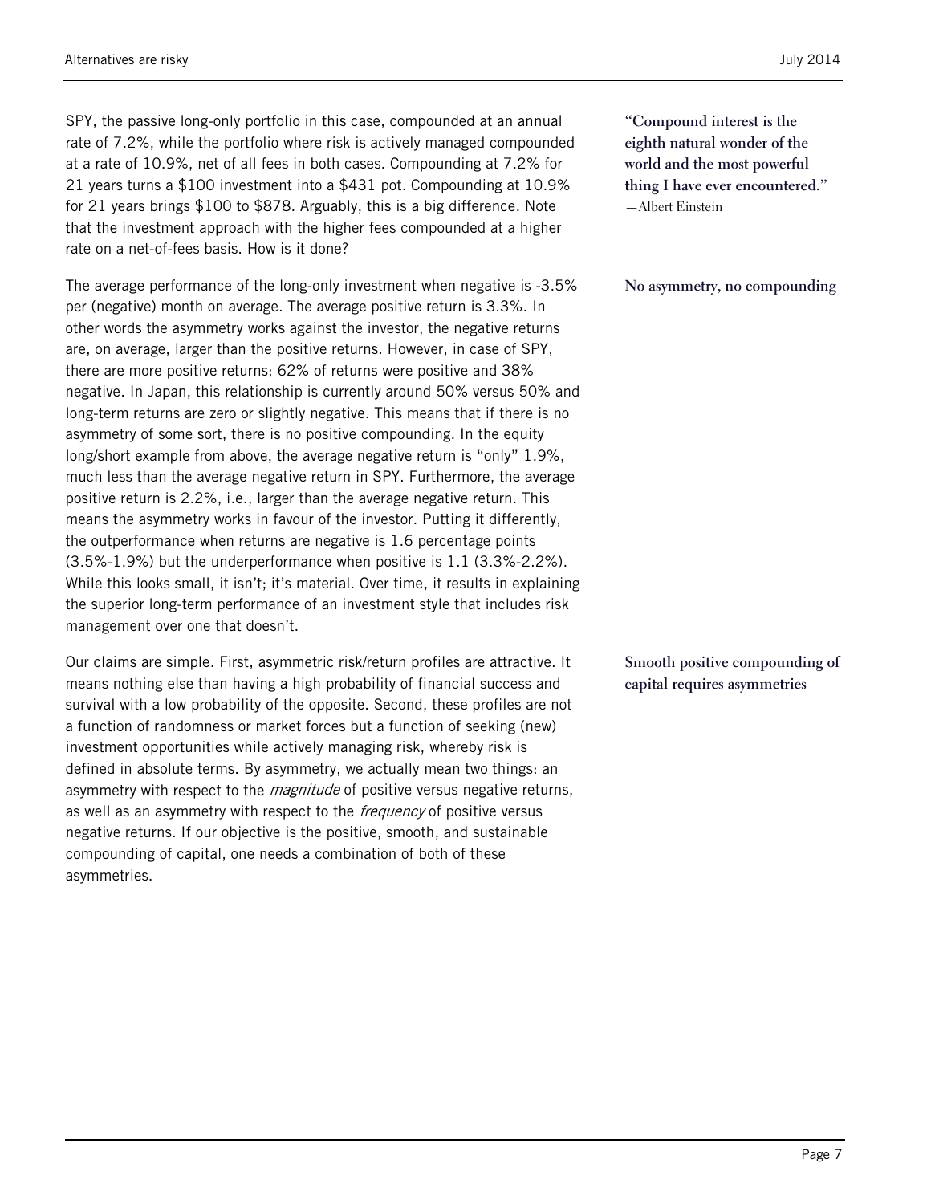SPY, the passive long-only portfolio in this case, compounded at an annual rate of 7.2%, while the portfolio where risk is actively managed compounded at a rate of 10.9%, net of all fees in both cases. Compounding at 7.2% for 21 years turns a $100 investment into a $431 pot. Compounding at 10.9% for 21 years brings $100 to $878. Arguably, this is a big difference. Note that the investment approach with the higher fees compounded at a higher rate on a net-of-fees basis. How is it done?

**"Compound interest is the eighth natural wonder of the world and the most powerful thing I have ever encountered."**
—Albert Einstein

**No asymmetry, no compounding**

The average performance of the long-only investment when negative is -3.5% per (negative) month on average. The average positive return is 3.3%. In other words the asymmetry works against the investor, the negative returns are, on average, larger than the positive returns. However, in case of SPY, there are more positive returns; 62% of returns were positive and 38% negative. In Japan, this relationship is currently around 50% versus 50% and long-term returns are zero or slightly negative. This means that if there is no asymmetry of some sort, there is no positive compounding. In the equity long/short example from above, the average negative return is "only" 1.9%, much less than the average negative return in SPY. Furthermore, the average positive return is 2.2%, i.e., larger than the average negative return. This means the asymmetry works in favour of the investor. Putting it differently, the outperformance when returns are negative is 1.6 percentage points (3.5%-1.9%) but the underperformance when positive is 1.1 (3.3%-2.2%). While this looks small, it isn't; it's material. Over time, it results in explaining the superior long-term performance of an investment style that includes risk management over one that doesn't.

**Smooth positive compounding of capital requires asymmetries**

Our claims are simple. First, asymmetric risk/return profiles are attractive. It means nothing else than having a high probability of financial success and survival with a low probability of the opposite. Second, these profiles are not a function of randomness or market forces but a function of seeking (new) investment opportunities while actively managing risk, whereby risk is defined in absolute terms. By asymmetry, we actually mean two things: an asymmetry with respect to the *magnitude* of positive versus negative returns, as well as an asymmetry with respect to the *frequency* of positive versus negative returns. If our objective is the positive, smooth, and sustainable compounding of capital, one needs a combination of both of these asymmetries.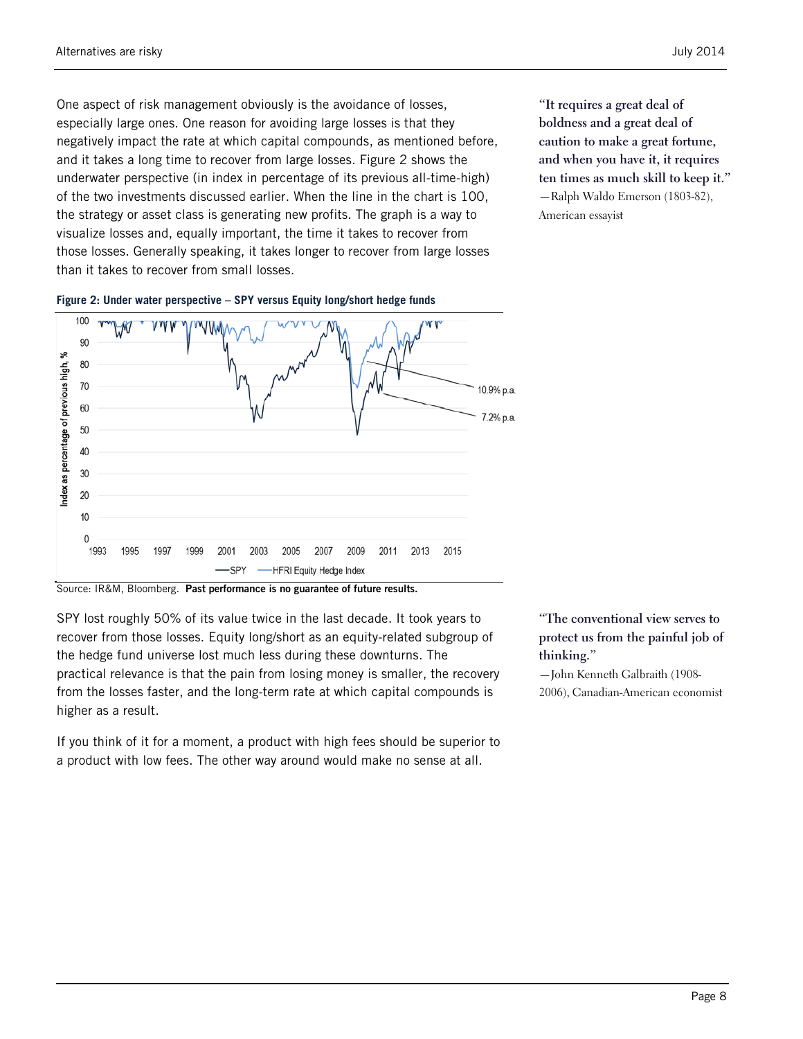One aspect of risk management obviously is the avoidance of losses, especially large ones. One reason for avoiding large losses is that they negatively impact the rate at which capital compounds, as mentioned before, and it takes a long time to recover from large losses. Figure 2 shows the underwater perspective (in index in percentage of its previous all-time-high) of the two investments discussed earlier. When the line in the chart is 100, the strategy or asset class is generating new profits. The graph is a way to visualize losses and, equally important, the time it takes to recover from those losses. Generally speaking, it takes longer to recover from large losses than it takes to recover from small losses.

> **"It requires a great deal of boldness and a great deal of caution to make a great fortune, and when you have it, it requires ten times as much skill to keep it."**
> —Ralph Waldo Emerson (1803-82), American essayist

**Figure 2: Under water perspective – SPY versus Equity long/short hedge funds**

Source: IR&M, Bloomberg. **Past performance is no guarantee of future results.**

SPY lost roughly 50% of its value twice in the last decade. It took years to recover from those losses. Equity long/short as an equity-related subgroup of the hedge fund universe lost much less during these downturns. The practical relevance is that the pain from losing money is smaller, the recovery from the losses faster, and the long-term rate at which capital compounds is higher as a result.

> **"The conventional view serves to protect us from the painful job of thinking."**
> —John Kenneth Galbraith (1908-2006), Canadian-American economist

If you think of it for a moment, a product with high fees should be superior to a product with low fees. The other way around would make no sense at all.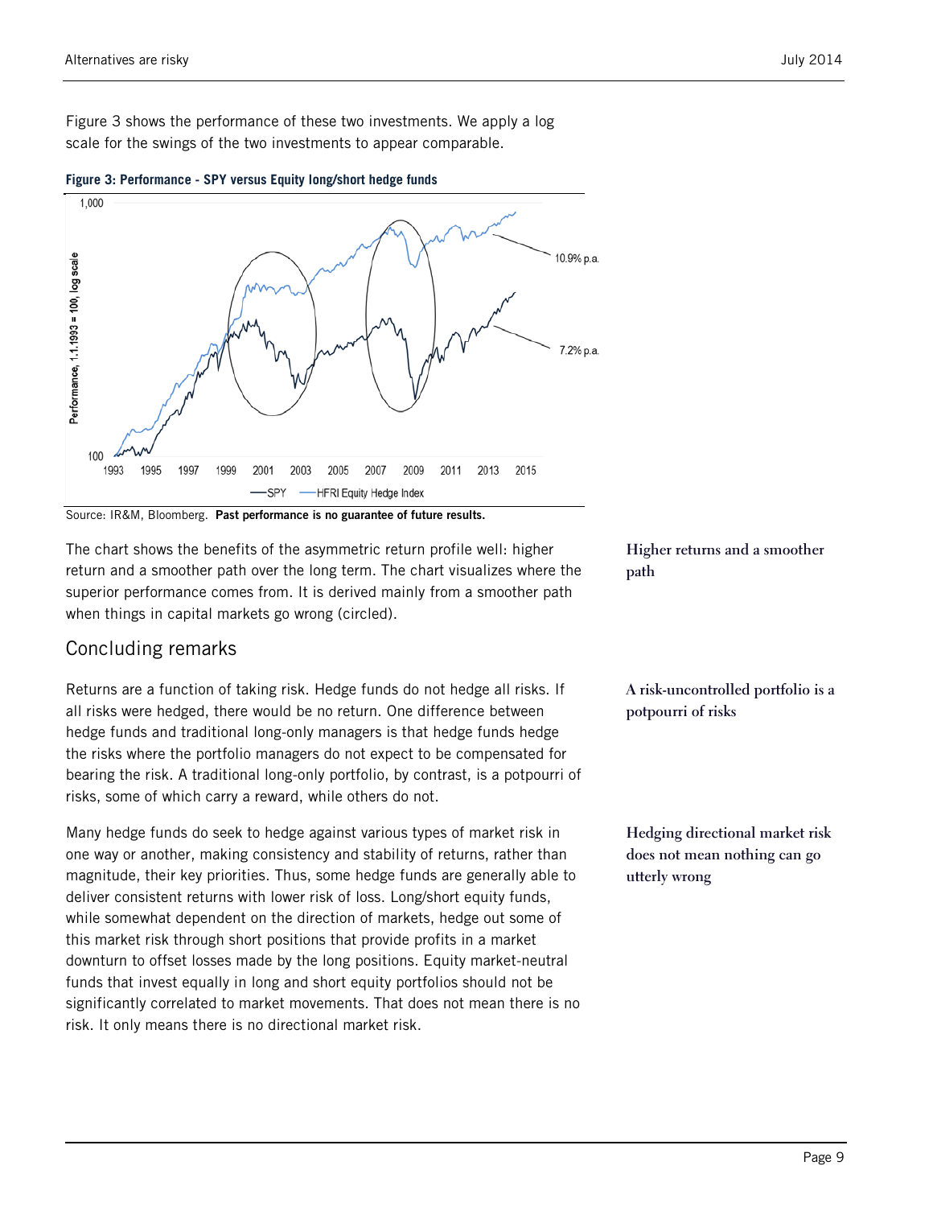Figure 3 shows the performance of these two investments. We apply a log scale for the swings of the two investments to appear comparable.

**Figure 3: Performance - SPY versus Equity long/short hedge funds**

Source: IR&M, Bloomberg. **Past performance is no guarantee of future results.**

**Higher returns and a smoother path**

The chart shows the benefits of the asymmetric return profile well: higher return and a smoother path over the long term. The chart visualizes where the superior performance comes from. It is derived mainly from a smoother path when things in capital markets go wrong (circled).

## Concluding remarks

**A risk-uncontrolled portfolio is a potpourri of risks**

Returns are a function of taking risk. Hedge funds do not hedge all risks. If all risks were hedged, there would be no return. One difference between hedge funds and traditional long-only managers is that hedge funds hedge the risks where the portfolio managers do not expect to be compensated for bearing the risk. A traditional long-only portfolio, by contrast, is a potpourri of risks, some of which carry a reward, while others do not.

**Hedging directional market risk does not mean nothing can go utterly wrong**

Many hedge funds do seek to hedge against various types of market risk in one way or another, making consistency and stability of returns, rather than magnitude, their key priorities. Thus, some hedge funds are generally able to deliver consistent returns with lower risk of loss. Long/short equity funds, while somewhat dependent on the direction of markets, hedge out some of this market risk through short positions that provide profits in a market downturn to offset losses made by the long positions. Equity market-neutral funds that invest equally in long and short equity portfolios should not be significantly correlated to market movements. That does not mean there is no risk. It only means there is no directional market risk.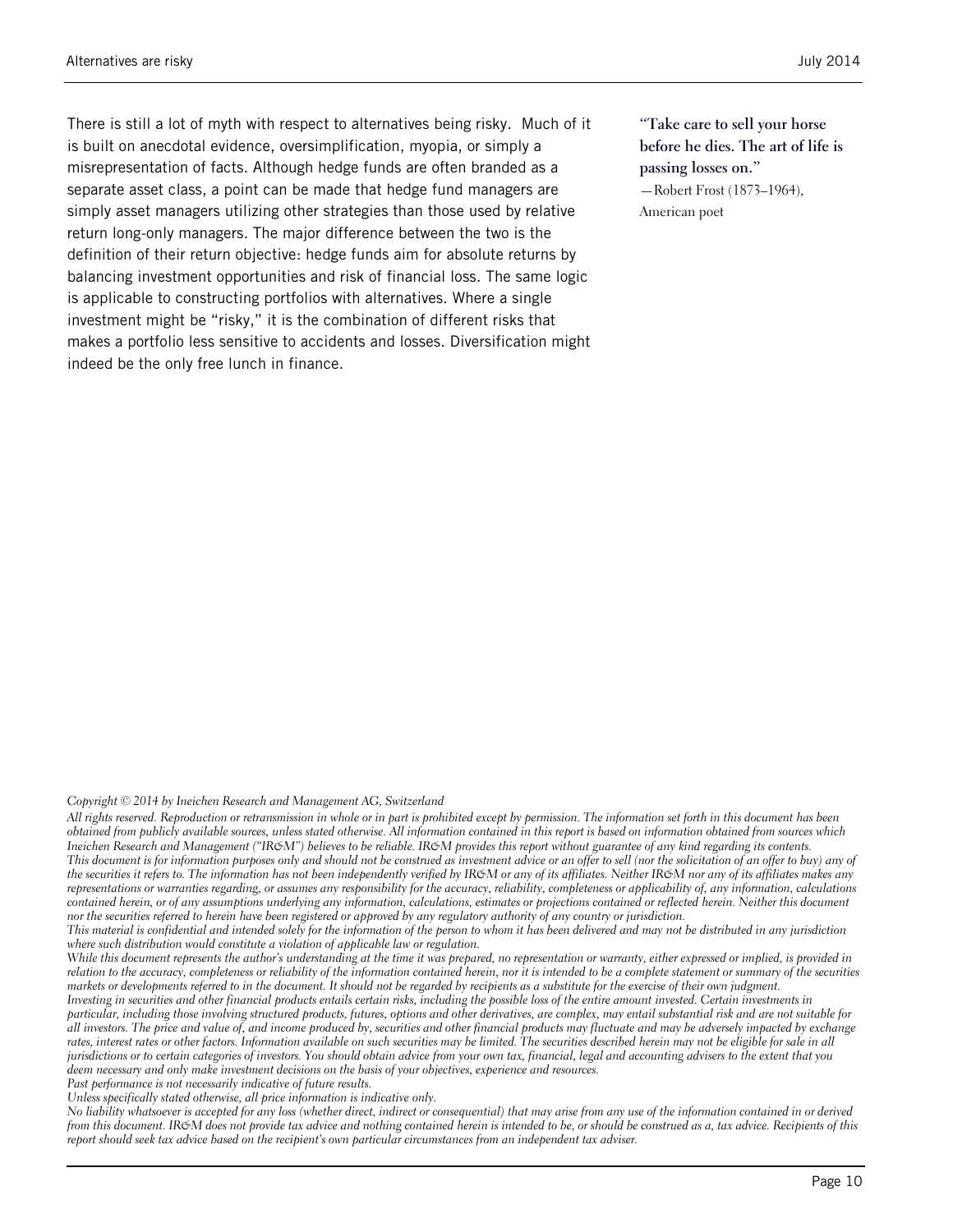There is still a lot of myth with respect to alternatives being risky.  Much of it is built on anecdotal evidence, oversimplification, myopia, or simply a misrepresentation of facts. Although hedge funds are often branded as a separate asset class, a point can be made that hedge fund managers are simply asset managers utilizing other strategies than those used by relative return long-only managers. The major difference between the two is the definition of their return objective: hedge funds aim for absolute returns by balancing investment opportunities and risk of financial loss. The same logic is applicable to constructing portfolios with alternatives. Where a single investment might be "risky," it is the combination of different risks that makes a portfolio less sensitive to accidents and losses. Diversification might indeed be the only free lunch in finance.

**"Take care to sell your horse before he dies. The art of life is passing losses on."**
—Robert Frost (1873–1964), American poet

*Copyright © 2014 by Ineichen Research and Management AG, Switzerland*

*All rights reserved. Reproduction or retransmission in whole or in part is prohibited except by permission. The information set forth in this document has been obtained from publicly available sources, unless stated otherwise. All information contained in this report is based on information obtained from sources which Ineichen Research and Management ("IR&M") believes to be reliable. IR&M provides this report without guarantee of any kind regarding its contents.*
*This document is for information purposes only and should not be construed as investment advice or an offer to sell (nor the solicitation of an offer to buy) any of the securities it refers to. The information has not been independently verified by IR&M or any of its affiliates. Neither IR&M nor any of its affiliates makes any representations or warranties regarding, or assumes any responsibility for the accuracy, reliability, completeness or applicability of, any information, calculations contained herein, or of any assumptions underlying any information, calculations, estimates or projections contained or reflected herein. Neither this document nor the securities referred to herein have been registered or approved by any regulatory authority of any country or jurisdiction.*
*This material is confidential and intended solely for the information of the person to whom it has been delivered and may not be distributed in any jurisdiction where such distribution would constitute a violation of applicable law or regulation.*
*While this document represents the author's understanding at the time it was prepared, no representation or warranty, either expressed or implied, is provided in relation to the accuracy, completeness or reliability of the information contained herein, nor it is intended to be a complete statement or summary of the securities markets or developments referred to in the document. It should not be regarded by recipients as a substitute for the exercise of their own judgment.*
*Investing in securities and other financial products entails certain risks, including the possible loss of the entire amount invested. Certain investments in particular, including those involving structured products, futures, options and other derivatives, are complex, may entail substantial risk and are not suitable for all investors. The price and value of, and income produced by, securities and other financial products may fluctuate and may be adversely impacted by exchange rates, interest rates or other factors. Information available on such securities may be limited. The securities described herein may not be eligible for sale in all jurisdictions or to certain categories of investors. You should obtain advice from your own tax, financial, legal and accounting advisers to the extent that you deem necessary and only make investment decisions on the basis of your objectives, experience and resources.*
*Past performance is not necessarily indicative of future results.*
*Unless specifically stated otherwise, all price information is indicative only.*
*No liability whatsoever is accepted for any loss (whether direct, indirect or consequential) that may arise from any use of the information contained in or derived from this document. IR&M does not provide tax advice and nothing contained herein is intended to be, or should be construed as a, tax advice. Recipients of this report should seek tax advice based on the recipient's own particular circumstances from an independent tax adviser.*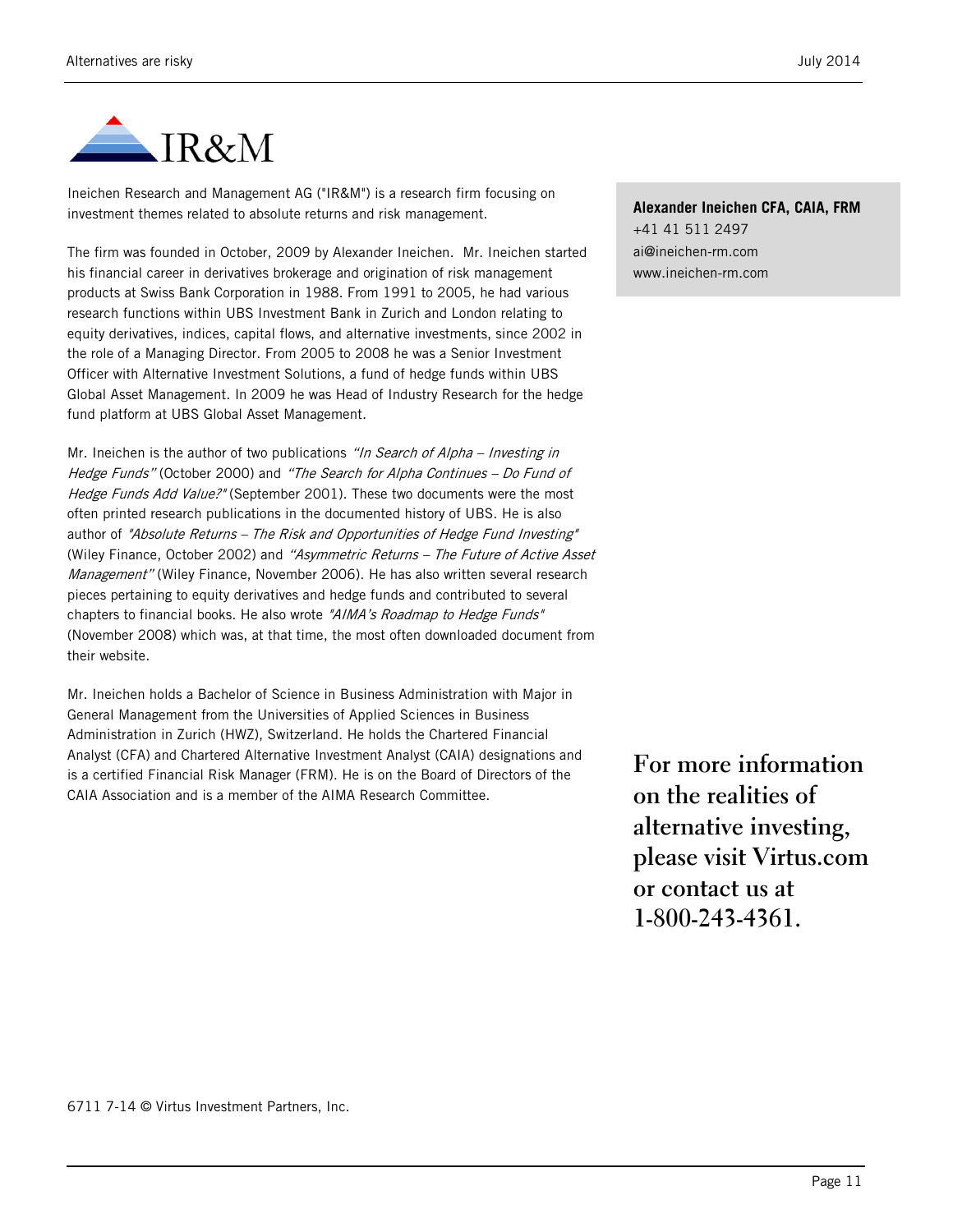IR&M

Ineichen Research and Management AG ("IR&M") is a research firm focusing on investment themes related to absolute returns and risk management.

The firm was founded in October, 2009 by Alexander Ineichen. Mr. Ineichen started his financial career in derivatives brokerage and origination of risk management products at Swiss Bank Corporation in 1988. From 1991 to 2005, he had various research functions within UBS Investment Bank in Zurich and London relating to equity derivatives, indices, capital flows, and alternative investments, since 2002 in the role of a Managing Director. From 2005 to 2008 he was a Senior Investment Officer with Alternative Investment Solutions, a fund of hedge funds within UBS Global Asset Management. In 2009 he was Head of Industry Research for the hedge fund platform at UBS Global Asset Management.

Mr. Ineichen is the author of two publications *"In Search of Alpha – Investing in Hedge Funds"* (October 2000) and *"The Search for Alpha Continues – Do Fund of Hedge Funds Add Value?"* (September 2001). These two documents were the most often printed research publications in the documented history of UBS. He is also author of *"Absolute Returns – The Risk and Opportunities of Hedge Fund Investing"* (Wiley Finance, October 2002) and *"Asymmetric Returns – The Future of Active Asset Management"* (Wiley Finance, November 2006). He has also written several research pieces pertaining to equity derivatives and hedge funds and contributed to several chapters to financial books. He also wrote *"AIMA's Roadmap to Hedge Funds"* (November 2008) which was, at that time, the most often downloaded document from their website.

Mr. Ineichen holds a Bachelor of Science in Business Administration with Major in General Management from the Universities of Applied Sciences in Business Administration in Zurich (HWZ), Switzerland. He holds the Chartered Financial Analyst (CFA) and Chartered Alternative Investment Analyst (CAIA) designations and is a certified Financial Risk Manager (FRM). He is on the Board of Directors of the CAIA Association and is a member of the AIMA Research Committee.

**Alexander Ineichen CFA, CAIA, FRM**
+41 41 511 2497
ai@ineichen-rm.com
www.ineichen-rm.com

**For more information on the realities of alternative investing, please visit Virtus.com or contact us at 1-800-243-4361.**

6711 7-14 © Virtus Investment Partners, Inc.